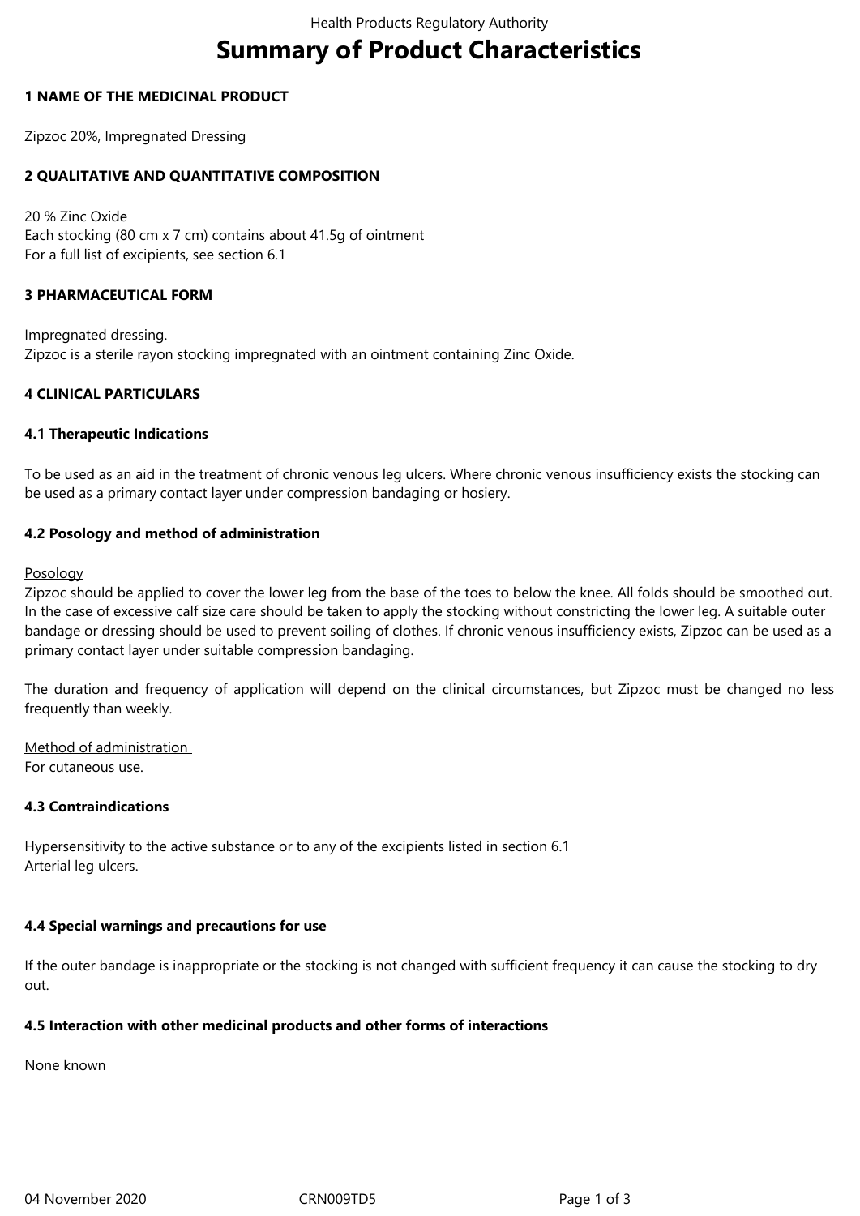# Summary of Product Characteristics

## 1 NAME OF THE MEDICINAL PRODUCT

Zipzoc 20%, Impregnated Dressing

## 2 QUALITATIVE AND QUANTITATIVE COMPOSITION

20 % Zinc Oxide
Each stocking (80 cm x 7 cm) contains about 41.5g of ointment
For a full list of excipients, see section 6.1

## 3 PHARMACEUTICAL FORM

Impregnated dressing.
Zipzoc is a sterile rayon stocking impregnated with an ointment containing Zinc Oxide.

## 4 CLINICAL PARTICULARS

### 4.1 Therapeutic Indications

To be used as an aid in the treatment of chronic venous leg ulcers. Where chronic venous insufficiency exists the stocking can be used as a primary contact layer under compression bandaging or hosiery.

### 4.2 Posology and method of administration

Posology
Zipzoc should be applied to cover the lower leg from the base of the toes to below the knee. All folds should be smoothed out. In the case of excessive calf size care should be taken to apply the stocking without constricting the lower leg. A suitable outer bandage or dressing should be used to prevent soiling of clothes. If chronic venous insufficiency exists, Zipzoc can be used as a primary contact layer under suitable compression bandaging.

The duration and frequency of application will depend on the clinical circumstances, but Zipzoc must be changed no less frequently than weekly.

Method of administration
For cutaneous use.

### 4.3 Contraindications

Hypersensitivity to the active substance or to any of the excipients listed in section 6.1
Arterial leg ulcers.

### 4.4 Special warnings and precautions for use

If the outer bandage is inappropriate or the stocking is not changed with sufficient frequency it can cause the stocking to dry out.

### 4.5 Interaction with other medicinal products and other forms of interactions

None known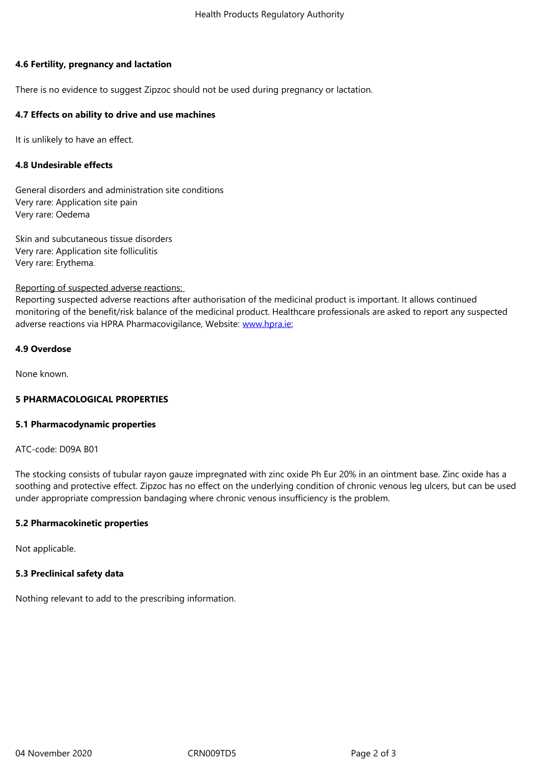## 4.6 Fertility, pregnancy and lactation

There is no evidence to suggest Zipzoc should not be used during pregnancy or lactation.

## 4.7 Effects on ability to drive and use machines

It is unlikely to have an effect.

## 4.8 Undesirable effects

General disorders and administration site conditions
Very rare: Application site pain
Very rare: Oedema

Skin and subcutaneous tissue disorders
Very rare: Application site folliculitis
Very rare: Erythema.

Reporting of suspected adverse reactions:
Reporting suspected adverse reactions after authorisation of the medicinal product is important. It allows continued monitoring of the benefit/risk balance of the medicinal product. Healthcare professionals are asked to report any suspected adverse reactions via HPRA Pharmacovigilance, Website: www.hpra.ie;

## 4.9 Overdose

None known.

# 5 PHARMACOLOGICAL PROPERTIES

## 5.1 Pharmacodynamic properties

ATC-code: D09A B01

The stocking consists of tubular rayon gauze impregnated with zinc oxide Ph Eur 20% in an ointment base. Zinc oxide has a soothing and protective effect. Zipzoc has no effect on the underlying condition of chronic venous leg ulcers, but can be used under appropriate compression bandaging where chronic venous insufficiency is the problem.

## 5.2 Pharmacokinetic properties

Not applicable.

## 5.3 Preclinical safety data

Nothing relevant to add to the prescribing information.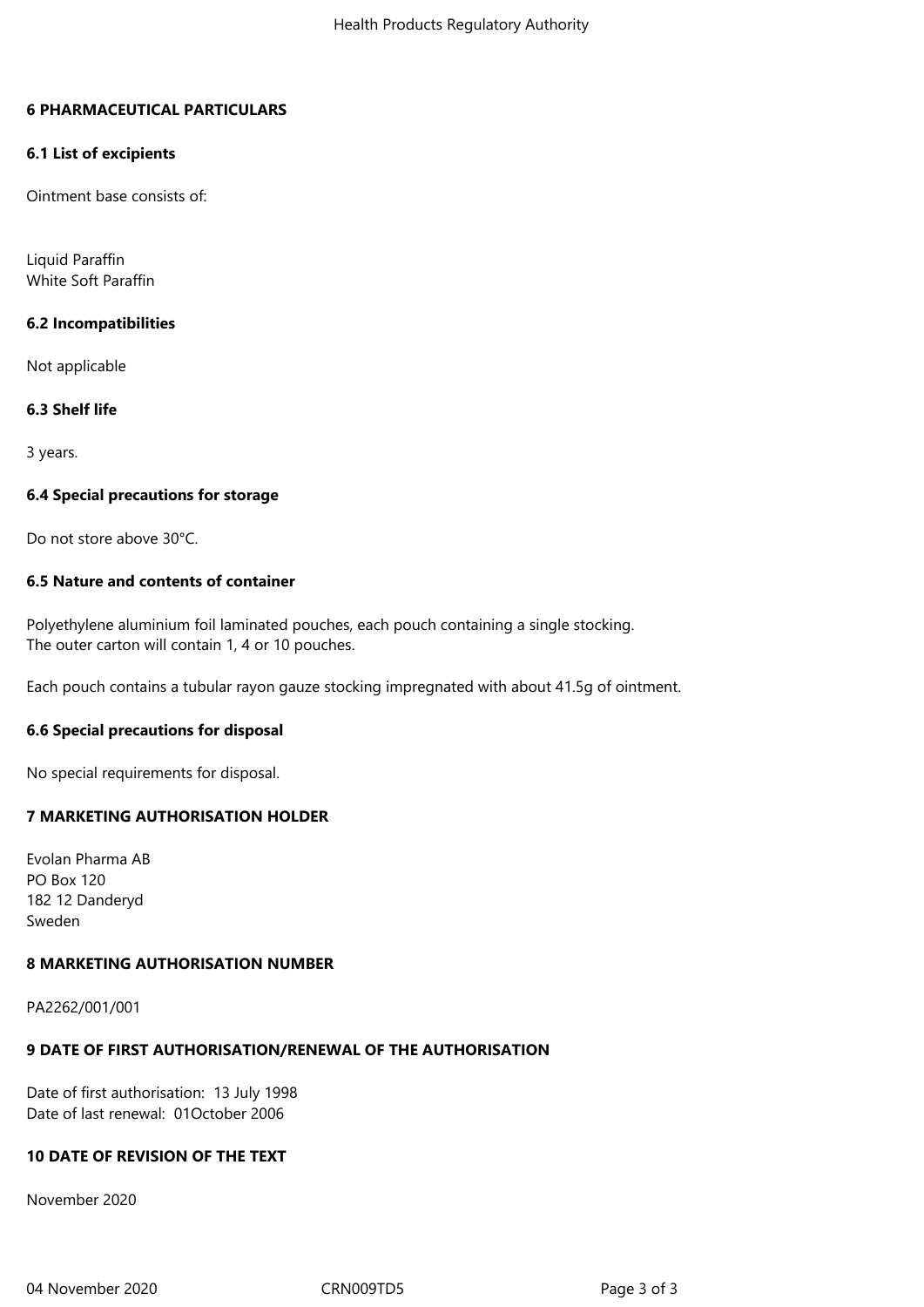## 6 PHARMACEUTICAL PARTICULARS

### 6.1 List of excipients

Ointment base consists of:

Liquid Paraffin
White Soft Paraffin

### 6.2 Incompatibilities

Not applicable

### 6.3 Shelf life

3 years.

### 6.4 Special precautions for storage

Do not store above 30°C.

### 6.5 Nature and contents of container

Polyethylene aluminium foil laminated pouches, each pouch containing a single stocking.
The outer carton will contain 1, 4 or 10 pouches.

Each pouch contains a tubular rayon gauze stocking impregnated with about 41.5g of ointment.

### 6.6 Special precautions for disposal

No special requirements for disposal.

## 7 MARKETING AUTHORISATION HOLDER

Evolan Pharma AB
PO Box 120
182 12 Danderyd
Sweden

## 8 MARKETING AUTHORISATION NUMBER

PA2262/001/001

## 9 DATE OF FIRST AUTHORISATION/RENEWAL OF THE AUTHORISATION

Date of first authorisation: 13 July 1998
Date of last renewal: 01October 2006

## 10 DATE OF REVISION OF THE TEXT

November 2020